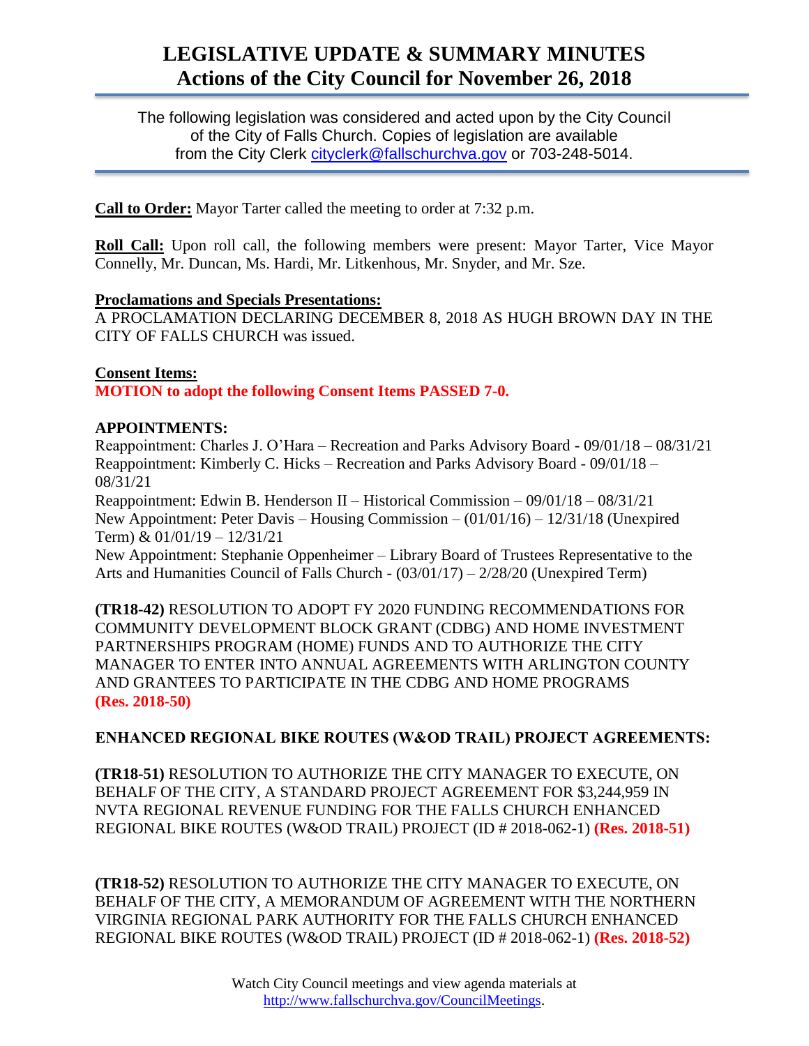# LEGISLATIVE UPDATE & SUMMARY MINUTES
# Actions of the City Council for November 26, 2018

The following legislation was considered and acted upon by the City Council of the City of Falls Church. Copies of legislation are available from the City Clerk cityclerk@fallschurchva.gov or 703-248-5014.

**Call to Order:** Mayor Tarter called the meeting to order at 7:32 p.m.

**Roll Call:** Upon roll call, the following members were present: Mayor Tarter, Vice Mayor Connelly, Mr. Duncan, Ms. Hardi, Mr. Litkenhous, Mr. Snyder, and Mr. Sze.

**Proclamations and Specials Presentations:**
A PROCLAMATION DECLARING DECEMBER 8, 2018 AS HUGH BROWN DAY IN THE CITY OF FALLS CHURCH was issued.

**Consent Items:**
**MOTION to adopt the following Consent Items PASSED 7-0.**

**APPOINTMENTS:**
Reappointment: Charles J. O'Hara – Recreation and Parks Advisory Board - 09/01/18 – 08/31/21
Reappointment: Kimberly C. Hicks – Recreation and Parks Advisory Board - 09/01/18 – 08/31/21
Reappointment: Edwin B. Henderson II – Historical Commission – 09/01/18 – 08/31/21
New Appointment: Peter Davis – Housing Commission – (01/01/16) – 12/31/18 (Unexpired Term) & 01/01/19 – 12/31/21
New Appointment: Stephanie Oppenheimer – Library Board of Trustees Representative to the Arts and Humanities Council of Falls Church - (03/01/17) – 2/28/20 (Unexpired Term)

**(TR18-42)** RESOLUTION TO ADOPT FY 2020 FUNDING RECOMMENDATIONS FOR COMMUNITY DEVELOPMENT BLOCK GRANT (CDBG) AND HOME INVESTMENT PARTNERSHIPS PROGRAM (HOME) FUNDS AND TO AUTHORIZE THE CITY MANAGER TO ENTER INTO ANNUAL AGREEMENTS WITH ARLINGTON COUNTY AND GRANTEES TO PARTICIPATE IN THE CDBG AND HOME PROGRAMS **(Res. 2018-50)**

**ENHANCED REGIONAL BIKE ROUTES (W&OD TRAIL) PROJECT AGREEMENTS:**

**(TR18-51)** RESOLUTION TO AUTHORIZE THE CITY MANAGER TO EXECUTE, ON BEHALF OF THE CITY, A STANDARD PROJECT AGREEMENT FOR $3,244,959 IN NVTA REGIONAL REVENUE FUNDING FOR THE FALLS CHURCH ENHANCED REGIONAL BIKE ROUTES (W&OD TRAIL) PROJECT (ID # 2018-062-1) **(Res. 2018-51)**

**(TR18-52)** RESOLUTION TO AUTHORIZE THE CITY MANAGER TO EXECUTE, ON BEHALF OF THE CITY, A MEMORANDUM OF AGREEMENT WITH THE NORTHERN VIRGINIA REGIONAL PARK AUTHORITY FOR THE FALLS CHURCH ENHANCED REGIONAL BIKE ROUTES (W&OD TRAIL) PROJECT (ID # 2018-062-1) **(Res. 2018-52)**

Watch City Council meetings and view agenda materials at http://www.fallschurchva.gov/CouncilMeetings.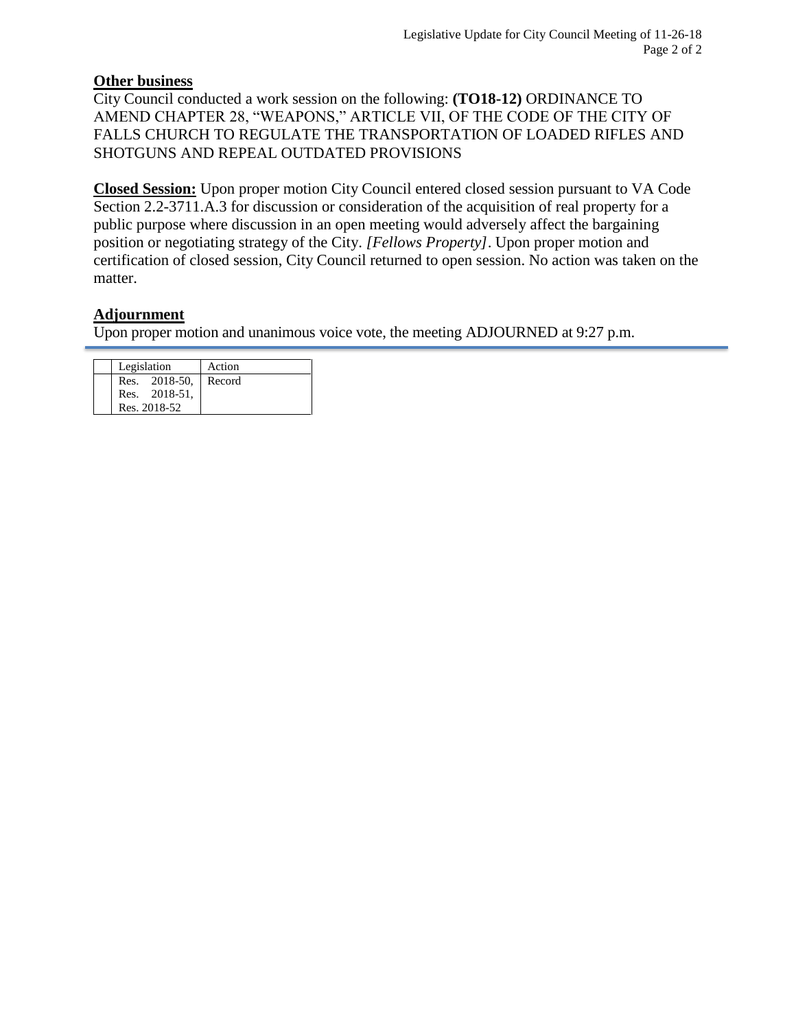**Other business**

City Council conducted a work session on the following: **(TO18-12)** ORDINANCE TO AMEND CHAPTER 28, "WEAPONS," ARTICLE VII, OF THE CODE OF THE CITY OF FALLS CHURCH TO REGULATE THE TRANSPORTATION OF LOADED RIFLES AND SHOTGUNS AND REPEAL OUTDATED PROVISIONS

**Closed Session:** Upon proper motion City Council entered closed session pursuant to VA Code Section 2.2-3711.A.3 for discussion or consideration of the acquisition of real property for a public purpose where discussion in an open meeting would adversely affect the bargaining position or negotiating strategy of the City. *[Fellows Property]*. Upon proper motion and certification of closed session, City Council returned to open session. No action was taken on the matter.

**Adjournment**

Upon proper motion and unanimous voice vote, the meeting ADJOURNED at 9:27 p.m.

| | Legislation | Action |
|---|---|---|
| | Res. 2018-50, Res. 2018-51, Res. 2018-52 | Record |